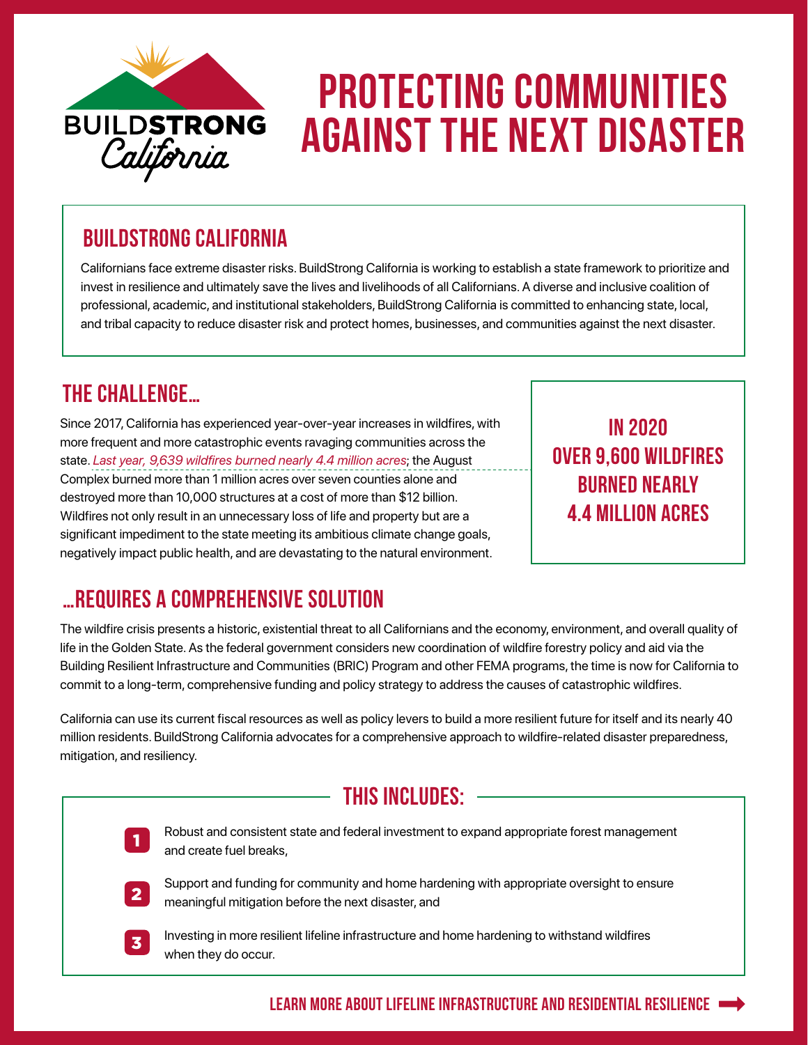BUILDSTRONG California

# PROTECTING COMMUNITIES AGAINST THE NEXT DISASTER

## BUILDSTRONG CALIFORNIA

Californians face extreme disaster risks. BuildStrong California is working to establish a state framework to prioritize and invest in resilience and ultimately save the lives and livelihoods of all Californians. A diverse and inclusive coalition of professional, academic, and institutional stakeholders, BuildStrong California is committed to enhancing state, local, and tribal capacity to reduce disaster risk and protect homes, businesses, and communities against the next disaster.

## THE CHALLENGE...

Since 2017, California has experienced year-over-year increases in wildfires, with more frequent and more catastrophic events ravaging communities across the state. *Last year, 9,639 wildfires burned nearly 4.4 million acres*; the August Complex burned more than 1 million acres over seven counties alone and destroyed more than 10,000 structures at a cost of more than $12 billion. Wildfires not only result in an unnecessary loss of life and property but are a significant impediment to the state meeting its ambitious climate change goals, negatively impact public health, and are devastating to the natural environment.

**IN 2020 OVER 9,600 WILDFIRES BURNED NEARLY 4.4 MILLION ACRES**

## ...REQUIRES A COMPREHENSIVE SOLUTION

The wildfire crisis presents a historic, existential threat to all Californians and the economy, environment, and overall quality of life in the Golden State. As the federal government considers new coordination of wildfire forestry policy and aid via the Building Resilient Infrastructure and Communities (BRIC) Program and other FEMA programs, the time is now for California to commit to a long-term, comprehensive funding and policy strategy to address the causes of catastrophic wildfires.

California can use its current fiscal resources as well as policy levers to build a more resilient future for itself and its nearly 40 million residents. BuildStrong California advocates for a comprehensive approach to wildfire-related disaster preparedness, mitigation, and resiliency.

### THIS INCLUDES:

1. Robust and consistent state and federal investment to expand appropriate forest management and create fuel breaks,
2. Support and funding for community and home hardening with appropriate oversight to ensure meaningful mitigation before the next disaster, and
3. Investing in more resilient lifeline infrastructure and home hardening to withstand wildfires when they do occur.

**LEARN MORE ABOUT LIFELINE INFRASTRUCTURE AND RESIDENTIAL RESILIENCE →**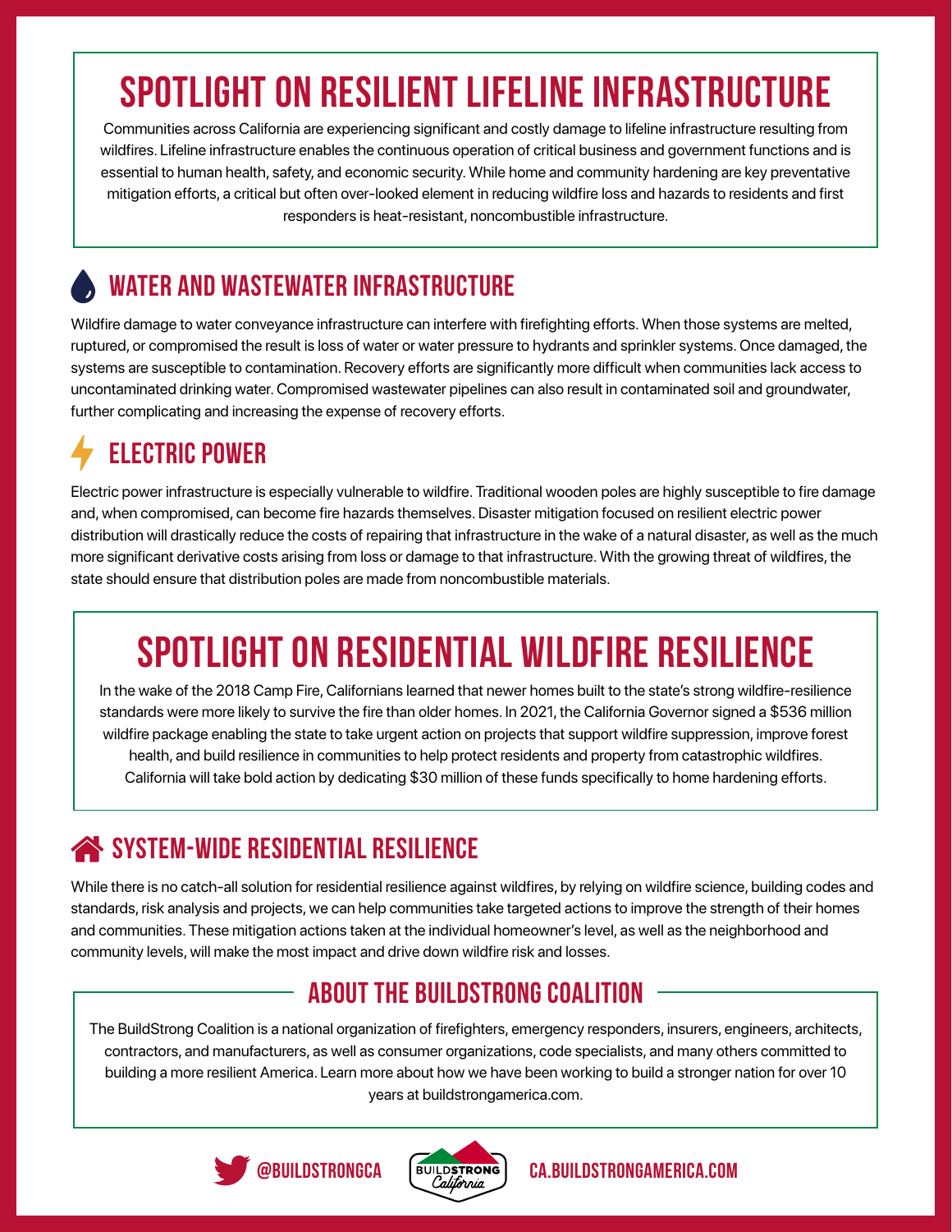# SPOTLIGHT ON RESILIENT LIFELINE INFRASTRUCTURE

Communities across California are experiencing significant and costly damage to lifeline infrastructure resulting from wildfires. Lifeline infrastructure enables the continuous operation of critical business and government functions and is essential to human health, safety, and economic security. While home and community hardening are key preventative mitigation efforts, a critical but often over-looked element in reducing wildfire loss and hazards to residents and first responders is heat-resistant, noncombustible infrastructure.

## WATER AND WASTEWATER INFRASTRUCTURE

Wildfire damage to water conveyance infrastructure can interfere with firefighting efforts. When those systems are melted, ruptured, or compromised the result is loss of water or water pressure to hydrants and sprinkler systems. Once damaged, the systems are susceptible to contamination. Recovery efforts are significantly more difficult when communities lack access to uncontaminated drinking water. Compromised wastewater pipelines can also result in contaminated soil and groundwater, further complicating and increasing the expense of recovery efforts.

## ELECTRIC POWER

Electric power infrastructure is especially vulnerable to wildfire. Traditional wooden poles are highly susceptible to fire damage and, when compromised, can become fire hazards themselves. Disaster mitigation focused on resilient electric power distribution will drastically reduce the costs of repairing that infrastructure in the wake of a natural disaster, as well as the much more significant derivative costs arising from loss or damage to that infrastructure. With the growing threat of wildfires, the state should ensure that distribution poles are made from noncombustible materials.

# SPOTLIGHT ON RESIDENTIAL WILDFIRE RESILIENCE

In the wake of the 2018 Camp Fire, Californians learned that newer homes built to the state's strong wildfire-resilience standards were more likely to survive the fire than older homes. In 2021, the California Governor signed a $536 million wildfire package enabling the state to take urgent action on projects that support wildfire suppression, improve forest health, and build resilience in communities to help protect residents and property from catastrophic wildfires. California will take bold action by dedicating $30 million of these funds specifically to home hardening efforts.

## SYSTEM-WIDE RESIDENTIAL RESILIENCE

While there is no catch-all solution for residential resilience against wildfires, by relying on wildfire science, building codes and standards, risk analysis and projects, we can help communities take targeted actions to improve the strength of their homes and communities. These mitigation actions taken at the individual homeowner's level, as well as the neighborhood and community levels, will make the most impact and drive down wildfire risk and losses.

## ABOUT THE BUILDSTRONG COALITION

The BuildStrong Coalition is a national organization of firefighters, emergency responders, insurers, engineers, architects, contractors, and manufacturers, as well as consumer organizations, code specialists, and many others committed to building a more resilient America. Learn more about how we have been working to build a stronger nation for over 10 years at buildstrongamerica.com.

@BUILDSTRONGCA

BUILDSTRONG California

CA.BUILDSTRONGAMERICA.COM